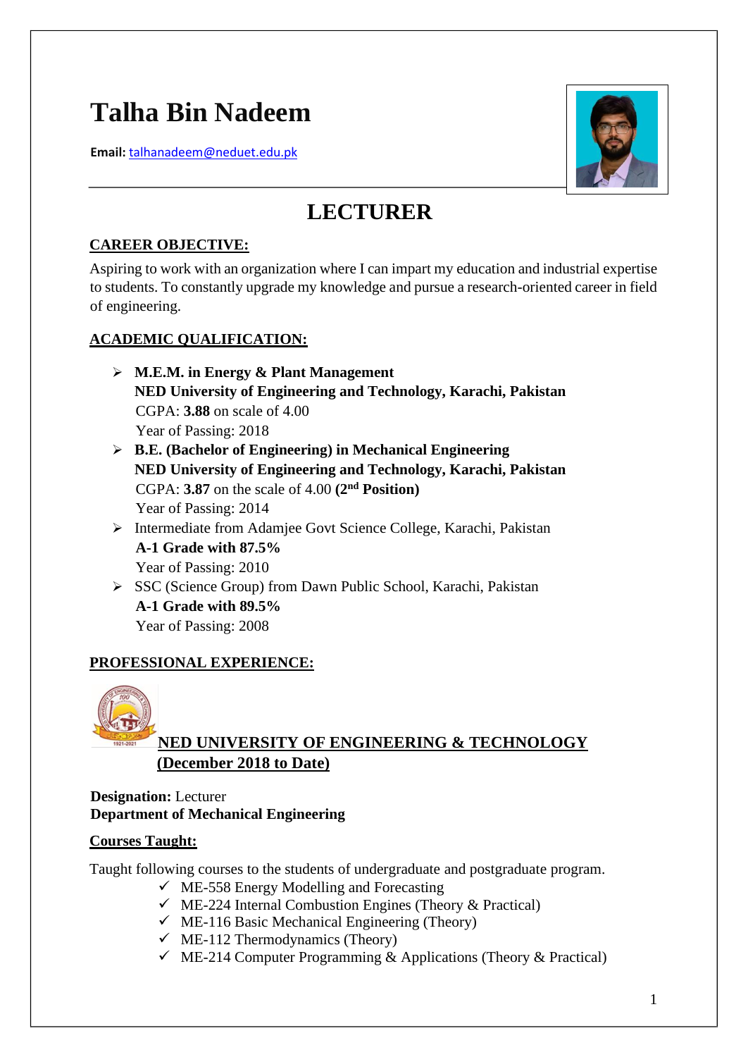# Talha Bin Nadeem

**Email:** talhanadeem@neduet.edu.pk

## LECTURER

**CAREER OBJECTIVE:**

Aspiring to work with an organization where I can impart my education and industrial expertise to students. To constantly upgrade my knowledge and pursue a research-oriented career in field of engineering.

**ACADEMIC QUALIFICATION:**

- **M.E.M. in Energy & Plant Management**
  **NED University of Engineering and Technology, Karachi, Pakistan**
  CGPA: **3.88** on scale of 4.00
  Year of Passing: 2018
- **B.E. (Bachelor of Engineering) in Mechanical Engineering**
  **NED University of Engineering and Technology, Karachi, Pakistan**
  CGPA: **3.87** on the scale of 4.00 **(2nd Position)**
  Year of Passing: 2014
- Intermediate from Adamjee Govt Science College, Karachi, Pakistan
  **A-1 Grade with 87.5%**
  Year of Passing: 2010
- SSC (Science Group) from Dawn Public School, Karachi, Pakistan
  **A-1 Grade with 89.5%**
  Year of Passing: 2008

**PROFESSIONAL EXPERIENCE:**

**NED UNIVERSITY OF ENGINEERING & TECHNOLOGY**
**(December 2018 to Date)**

**Designation:** Lecturer
**Department of Mechanical Engineering**

**Courses Taught:**

Taught following courses to the students of undergraduate and postgraduate program.

- ✓ ME-558 Energy Modelling and Forecasting
- ✓ ME-224 Internal Combustion Engines (Theory & Practical)
- ✓ ME-116 Basic Mechanical Engineering (Theory)
- ✓ ME-112 Thermodynamics (Theory)
- ✓ ME-214 Computer Programming & Applications (Theory & Practical)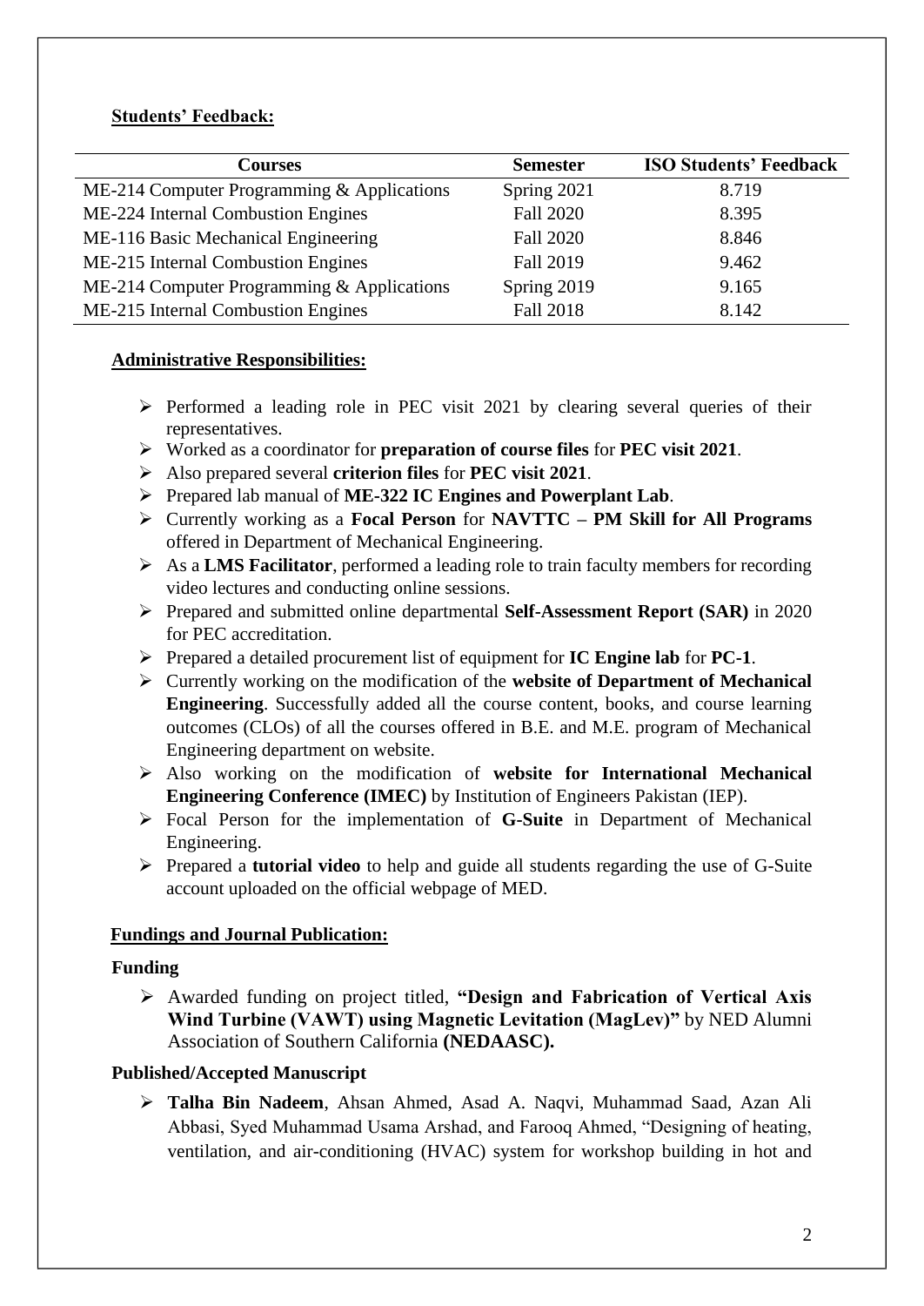**Students' Feedback:**

| Courses | Semester | ISO Students' Feedback |
| --- | --- | --- |
| ME-214 Computer Programming & Applications | Spring 2021 | 8.719 |
| ME-224 Internal Combustion Engines | Fall 2020 | 8.395 |
| ME-116 Basic Mechanical Engineering | Fall 2020 | 8.846 |
| ME-215 Internal Combustion Engines | Fall 2019 | 9.462 |
| ME-214 Computer Programming & Applications | Spring 2019 | 9.165 |
| ME-215 Internal Combustion Engines | Fall 2018 | 8.142 |

**Administrative Responsibilities:**

- Performed a leading role in PEC visit 2021 by clearing several queries of their representatives.
- Worked as a coordinator for **preparation of course files** for **PEC visit 2021**.
- Also prepared several **criterion files** for **PEC visit 2021**.
- Prepared lab manual of **ME-322 IC Engines and Powerplant Lab**.
- Currently working as a **Focal Person** for **NAVTTC – PM Skill for All Programs** offered in Department of Mechanical Engineering.
- As a **LMS Facilitator**, performed a leading role to train faculty members for recording video lectures and conducting online sessions.
- Prepared and submitted online departmental **Self-Assessment Report (SAR)** in 2020 for PEC accreditation.
- Prepared a detailed procurement list of equipment for **IC Engine lab** for **PC-1**.
- Currently working on the modification of the **website of Department of Mechanical Engineering**. Successfully added all the course content, books, and course learning outcomes (CLOs) of all the courses offered in B.E. and M.E. program of Mechanical Engineering department on website.
- Also working on the modification of **website for International Mechanical Engineering Conference (IMEC)** by Institution of Engineers Pakistan (IEP).
- Focal Person for the implementation of **G-Suite** in Department of Mechanical Engineering.
- Prepared a **tutorial video** to help and guide all students regarding the use of G-Suite account uploaded on the official webpage of MED.

**Fundings and Journal Publication:**

**Funding**

- Awarded funding on project titled, **"Design and Fabrication of Vertical Axis Wind Turbine (VAWT) using Magnetic Levitation (MagLev)"** by NED Alumni Association of Southern California **(NEDAASC).**

**Published/Accepted Manuscript**

- **Talha Bin Nadeem**, Ahsan Ahmed, Asad A. Naqvi, Muhammad Saad, Azan Ali Abbasi, Syed Muhammad Usama Arshad, and Farooq Ahmed, "Designing of heating, ventilation, and air-conditioning (HVAC) system for workshop building in hot and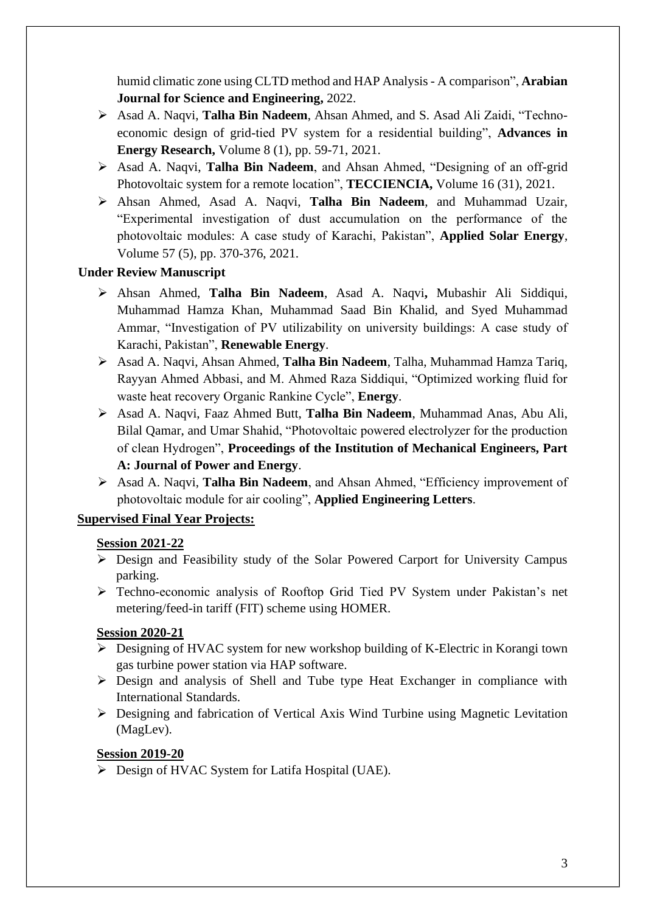humid climatic zone using CLTD method and HAP Analysis - A comparison", **Arabian Journal for Science and Engineering,** 2022.

- Asad A. Naqvi, **Talha Bin Nadeem**, Ahsan Ahmed, and S. Asad Ali Zaidi, "Techno-economic design of grid-tied PV system for a residential building", **Advances in Energy Research,** Volume 8 (1), pp. 59-71, 2021.
- Asad A. Naqvi, **Talha Bin Nadeem**, and Ahsan Ahmed, "Designing of an off-grid Photovoltaic system for a remote location", **TECCIENCIA,** Volume 16 (31), 2021.
- Ahsan Ahmed, Asad A. Naqvi, **Talha Bin Nadeem**, and Muhammad Uzair, "Experimental investigation of dust accumulation on the performance of the photovoltaic modules: A case study of Karachi, Pakistan", **Applied Solar Energy**, Volume 57 (5), pp. 370-376, 2021.

**Under Review Manuscript**

- Ahsan Ahmed, **Talha Bin Nadeem**, Asad A. Naqvi**,** Mubashir Ali Siddiqui, Muhammad Hamza Khan, Muhammad Saad Bin Khalid, and Syed Muhammad Ammar, "Investigation of PV utilizability on university buildings: A case study of Karachi, Pakistan", **Renewable Energy**.
- Asad A. Naqvi, Ahsan Ahmed, **Talha Bin Nadeem**, Talha, Muhammad Hamza Tariq, Rayyan Ahmed Abbasi, and M. Ahmed Raza Siddiqui, "Optimized working fluid for waste heat recovery Organic Rankine Cycle", **Energy**.
- Asad A. Naqvi, Faaz Ahmed Butt, **Talha Bin Nadeem**, Muhammad Anas, Abu Ali, Bilal Qamar, and Umar Shahid, "Photovoltaic powered electrolyzer for the production of clean Hydrogen", **Proceedings of the Institution of Mechanical Engineers, Part A: Journal of Power and Energy**.
- Asad A. Naqvi, **Talha Bin Nadeem**, and Ahsan Ahmed, "Efficiency improvement of photovoltaic module for air cooling", **Applied Engineering Letters**.

**Supervised Final Year Projects:**

**Session 2021-22**

- Design and Feasibility study of the Solar Powered Carport for University Campus parking.
- Techno-economic analysis of Rooftop Grid Tied PV System under Pakistan's net metering/feed-in tariff (FIT) scheme using HOMER.

**Session 2020-21**

- Designing of HVAC system for new workshop building of K-Electric in Korangi town gas turbine power station via HAP software.
- Design and analysis of Shell and Tube type Heat Exchanger in compliance with International Standards.
- Designing and fabrication of Vertical Axis Wind Turbine using Magnetic Levitation (MagLev).

**Session 2019-20**

- Design of HVAC System for Latifa Hospital (UAE).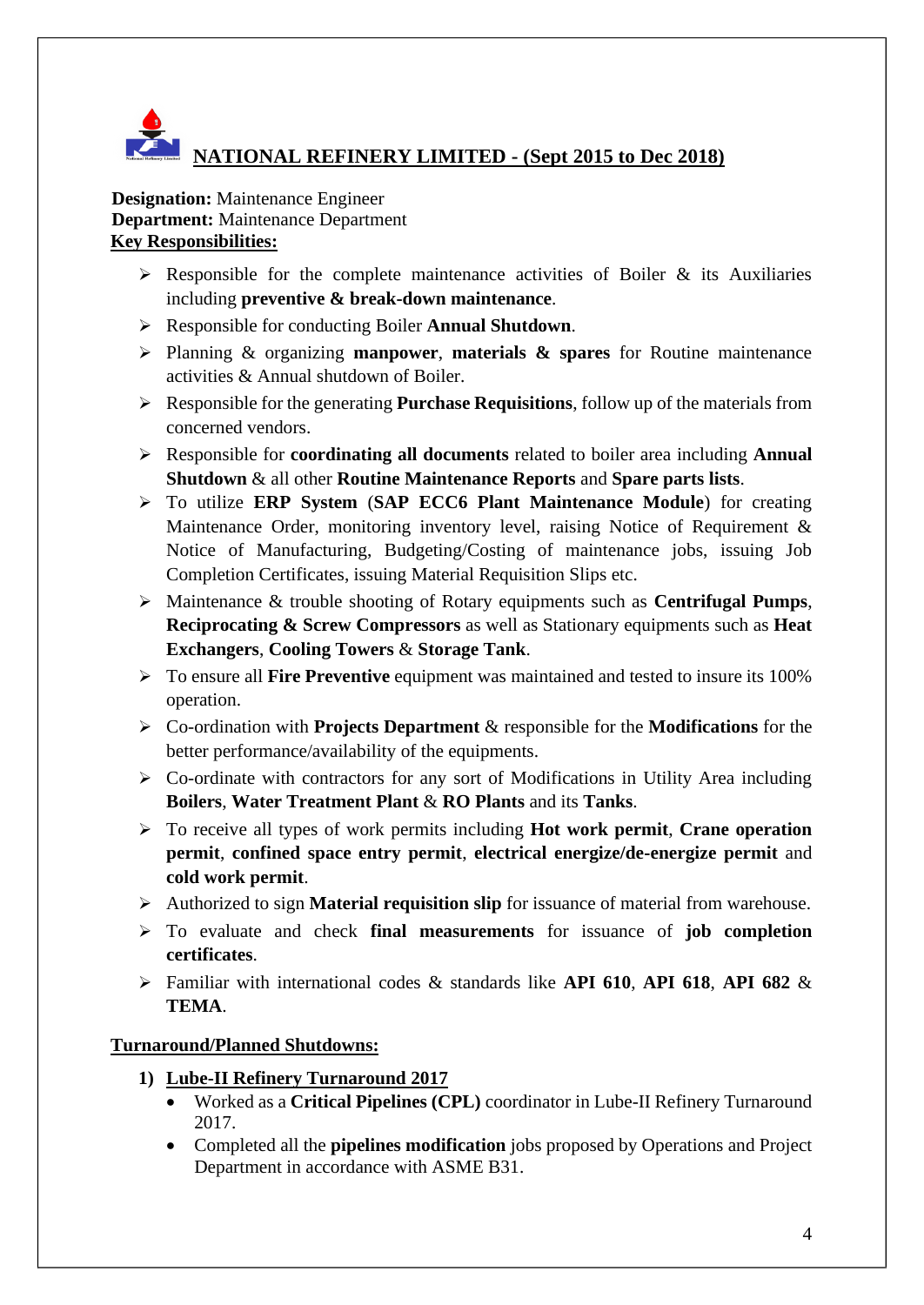## NATIONAL REFINERY LIMITED - (Sept 2015 to Dec 2018)

**Designation:** Maintenance Engineer
**Department:** Maintenance Department
**Key Responsibilities:**

- Responsible for the complete maintenance activities of Boiler & its Auxiliaries including **preventive & break-down maintenance**.
- Responsible for conducting Boiler **Annual Shutdown**.
- Planning & organizing **manpower**, **materials & spares** for Routine maintenance activities & Annual shutdown of Boiler.
- Responsible for the generating **Purchase Requisitions**, follow up of the materials from concerned vendors.
- Responsible for **coordinating all documents** related to boiler area including **Annual Shutdown** & all other **Routine Maintenance Reports** and **Spare parts lists**.
- To utilize **ERP System** (**SAP ECC6 Plant Maintenance Module**) for creating Maintenance Order, monitoring inventory level, raising Notice of Requirement & Notice of Manufacturing, Budgeting/Costing of maintenance jobs, issuing Job Completion Certificates, issuing Material Requisition Slips etc.
- Maintenance & trouble shooting of Rotary equipments such as **Centrifugal Pumps**, **Reciprocating & Screw Compressors** as well as Stationary equipments such as **Heat Exchangers**, **Cooling Towers** & **Storage Tank**.
- To ensure all **Fire Preventive** equipment was maintained and tested to insure its 100% operation.
- Co-ordination with **Projects Department** & responsible for the **Modifications** for the better performance/availability of the equipments.
- Co-ordinate with contractors for any sort of Modifications in Utility Area including **Boilers**, **Water Treatment Plant** & **RO Plants** and its **Tanks**.
- To receive all types of work permits including **Hot work permit**, **Crane operation permit**, **confined space entry permit**, **electrical energize/de-energize permit** and **cold work permit**.
- Authorized to sign **Material requisition slip** for issuance of material from warehouse.
- To evaluate and check **final measurements** for issuance of **job completion certificates**.
- Familiar with international codes & standards like **API 610**, **API 618**, **API 682** & **TEMA**.

**Turnaround/Planned Shutdowns:**

1) **Lube-II Refinery Turnaround 2017**
   - Worked as a **Critical Pipelines (CPL)** coordinator in Lube-II Refinery Turnaround 2017.
   - Completed all the **pipelines modification** jobs proposed by Operations and Project Department in accordance with ASME B31.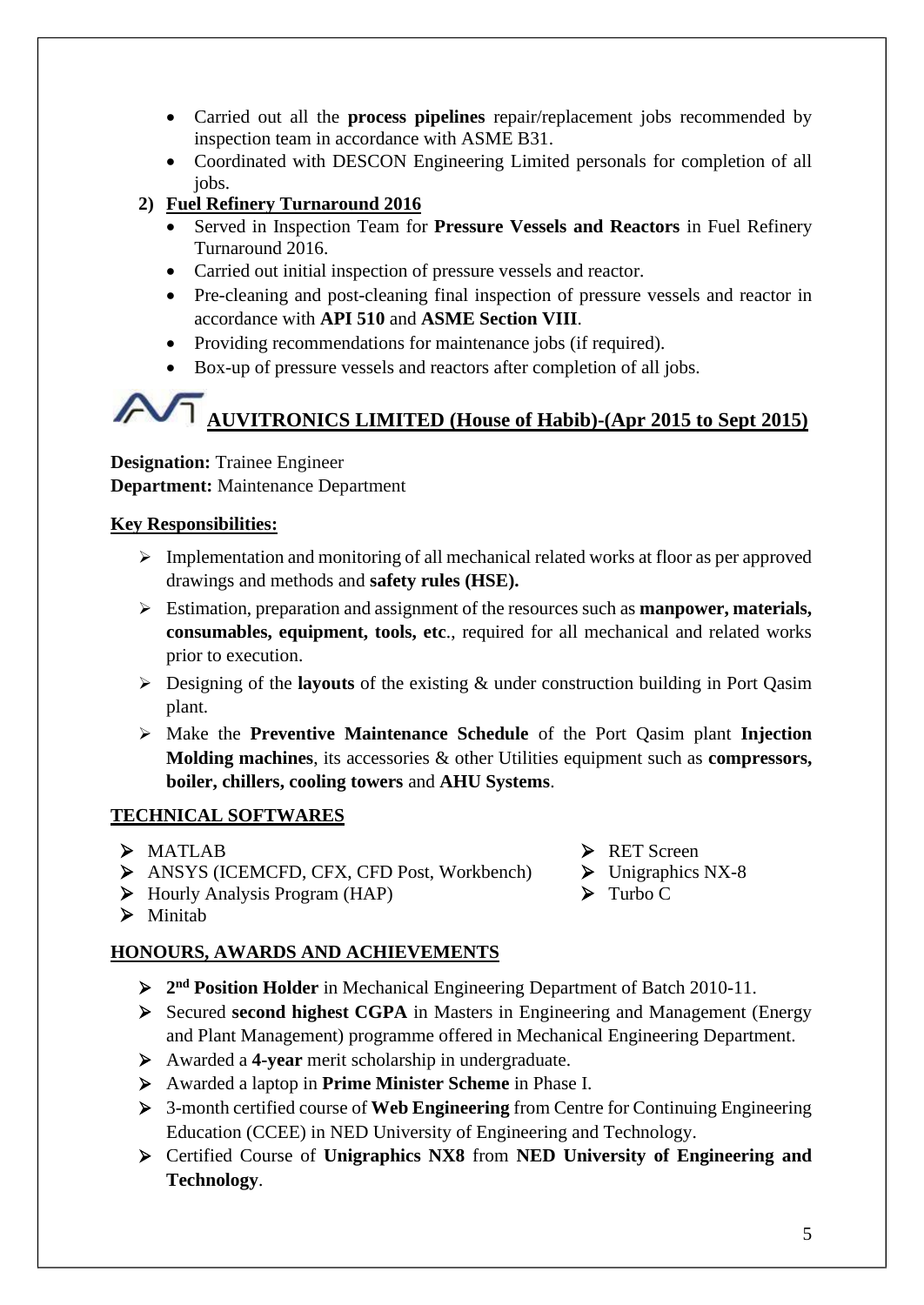- Carried out all the **process pipelines** repair/replacement jobs recommended by inspection team in accordance with ASME B31.
- Coordinated with DESCON Engineering Limited personals for completion of all jobs.

**2) Fuel Refinery Turnaround 2016**

- Served in Inspection Team for **Pressure Vessels and Reactors** in Fuel Refinery Turnaround 2016.
- Carried out initial inspection of pressure vessels and reactor.
- Pre-cleaning and post-cleaning final inspection of pressure vessels and reactor in accordance with **API 510** and **ASME Section VIII**.
- Providing recommendations for maintenance jobs (if required).
- Box-up of pressure vessels and reactors after completion of all jobs.

## AUVITRONICS LIMITED (House of Habib)-(Apr 2015 to Sept 2015)

**Designation:** Trainee Engineer
**Department:** Maintenance Department

**Key Responsibilities:**

- Implementation and monitoring of all mechanical related works at floor as per approved drawings and methods and **safety rules (HSE).**
- Estimation, preparation and assignment of the resources such as **manpower, materials, consumables, equipment, tools, etc**., required for all mechanical and related works prior to execution.
- Designing of the **layouts** of the existing & under construction building in Port Qasim plant.
- Make the **Preventive Maintenance Schedule** of the Port Qasim plant **Injection Molding machines**, its accessories & other Utilities equipment such as **compressors, boiler, chillers, cooling towers** and **AHU Systems**.

## TECHNICAL SOFTWARES

- MATLAB
- ANSYS (ICEMCFD, CFX, CFD Post, Workbench)
- Hourly Analysis Program (HAP)
- Minitab
- RET Screen
- Unigraphics NX-8
- Turbo C

## HONOURS, AWARDS AND ACHIEVEMENTS

- **2nd Position Holder** in Mechanical Engineering Department of Batch 2010-11.
- Secured **second highest CGPA** in Masters in Engineering and Management (Energy and Plant Management) programme offered in Mechanical Engineering Department.
- Awarded a **4-year** merit scholarship in undergraduate.
- Awarded a laptop in **Prime Minister Scheme** in Phase I.
- 3-month certified course of **Web Engineering** from Centre for Continuing Engineering Education (CCEE) in NED University of Engineering and Technology.
- Certified Course of **Unigraphics NX8** from **NED University of Engineering and Technology**.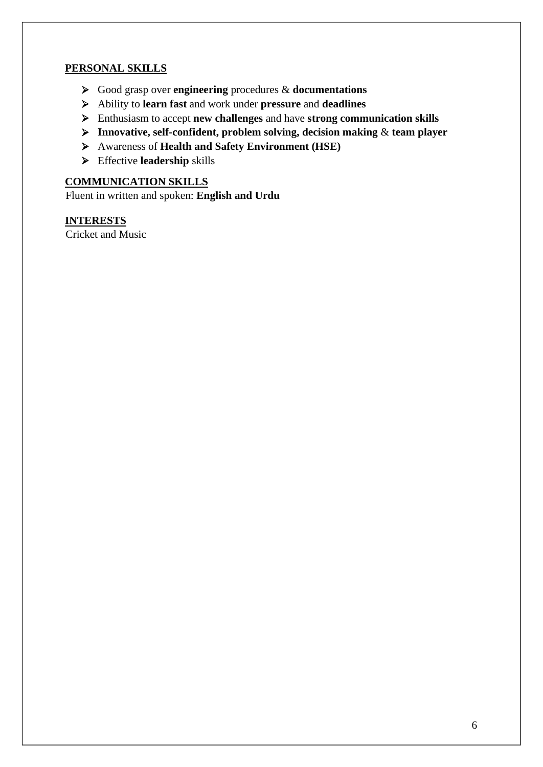## PERSONAL SKILLS

- Good grasp over **engineering** procedures & **documentations**
- Ability to **learn fast** and work under **pressure** and **deadlines**
- Enthusiasm to accept **new challenges** and have **strong communication skills**
- **Innovative, self-confident, problem solving, decision making** & **team player**
- Awareness of **Health and Safety Environment (HSE)**
- Effective **leadership** skills

## COMMUNICATION SKILLS

Fluent in written and spoken: **English and Urdu**

## INTERESTS

Cricket and Music